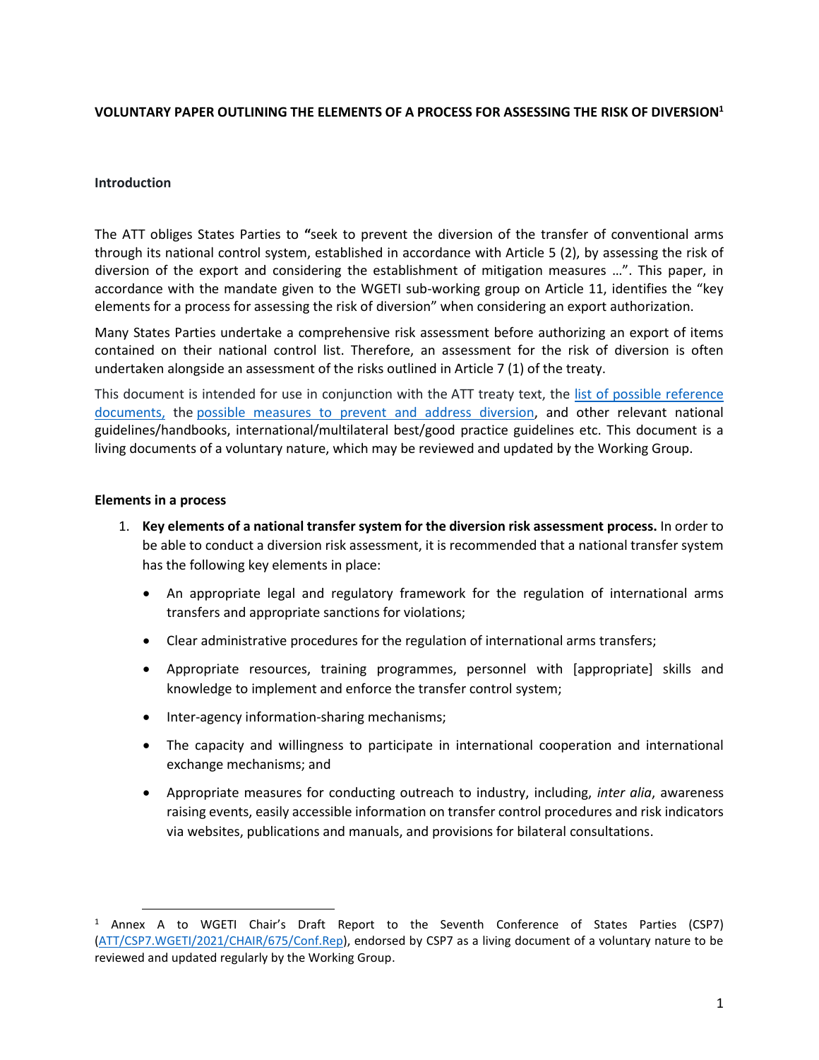# VOLUNTARY PAPER OUTLINING THE ELEMENTS OF A PROCESS FOR ASSESSING THE RISK OF DIVERSION[1]

## Introduction

The ATT obliges States Parties to **"**seek to prevent the diversion of the transfer of conventional arms through its national control system, established in accordance with Article 5 (2), by assessing the risk of diversion of the export and considering the establishment of mitigation measures …". This paper, in accordance with the mandate given to the WGETI sub-working group on Article 11, identifies the "key elements for a process for assessing the risk of diversion" when considering an export authorization.

Many States Parties undertake a comprehensive risk assessment before authorizing an export of items contained on their national control list. Therefore, an assessment for the risk of diversion is often undertaken alongside an assessment of the risks outlined in Article 7 (1) of the treaty.

This document is intended for use in conjunction with the ATT treaty text, the list of possible reference documents, the possible measures to prevent and address diversion, and other relevant national guidelines/handbooks, international/multilateral best/good practice guidelines etc. This document is a living documents of a voluntary nature, which may be reviewed and updated by the Working Group.

## Elements in a process

1. **Key elements of a national transfer system for the diversion risk assessment process.** In order to be able to conduct a diversion risk assessment, it is recommended that a national transfer system has the following key elements in place:
   - An appropriate legal and regulatory framework for the regulation of international arms transfers and appropriate sanctions for violations;
   - Clear administrative procedures for the regulation of international arms transfers;
   - Appropriate resources, training programmes, personnel with [appropriate] skills and knowledge to implement and enforce the transfer control system;
   - Inter-agency information-sharing mechanisms;
   - The capacity and willingness to participate in international cooperation and international exchange mechanisms; and
   - Appropriate measures for conducting outreach to industry, including, *inter alia*, awareness raising events, easily accessible information on transfer control procedures and risk indicators via websites, publications and manuals, and provisions for bilateral consultations.

---

[1] Annex A to WGETI Chair's Draft Report to the Seventh Conference of States Parties (CSP7) (ATT/CSP7.WGETI/2021/CHAIR/675/Conf.Rep), endorsed by CSP7 as a living document of a voluntary nature to be reviewed and updated regularly by the Working Group.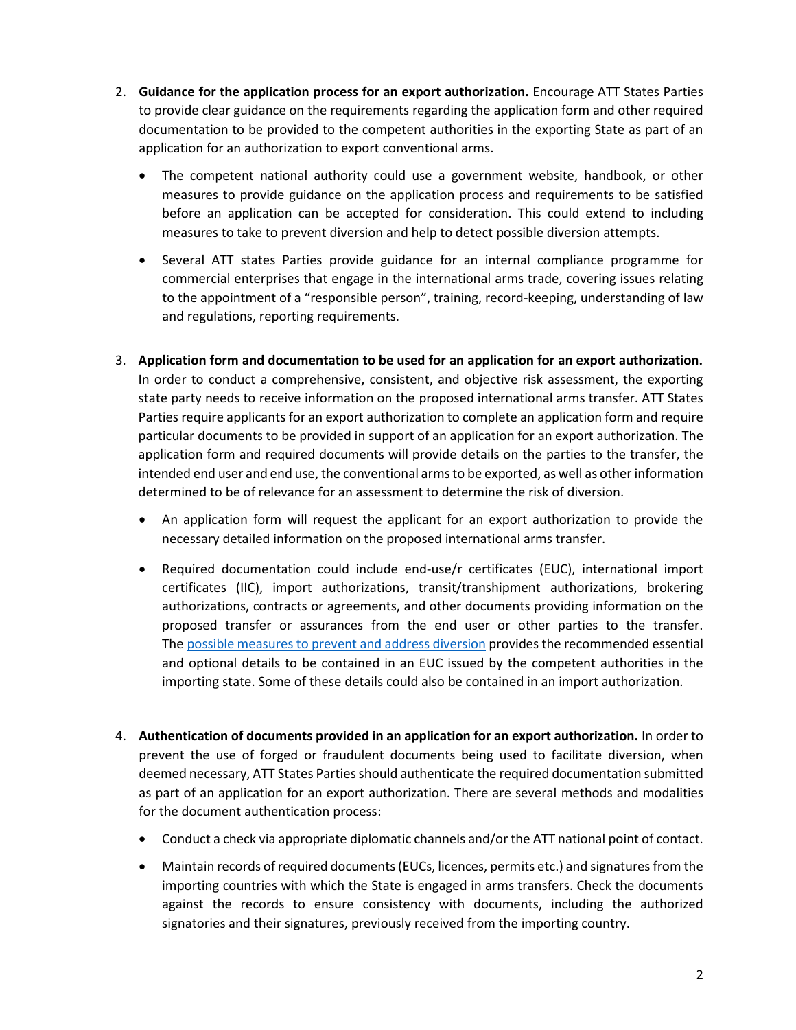2. **Guidance for the application process for an export authorization.** Encourage ATT States Parties to provide clear guidance on the requirements regarding the application form and other required documentation to be provided to the competent authorities in the exporting State as part of an application for an authorization to export conventional arms.

   - The competent national authority could use a government website, handbook, or other measures to provide guidance on the application process and requirements to be satisfied before an application can be accepted for consideration. This could extend to including measures to take to prevent diversion and help to detect possible diversion attempts.
   - Several ATT states Parties provide guidance for an internal compliance programme for commercial enterprises that engage in the international arms trade, covering issues relating to the appointment of a "responsible person", training, record-keeping, understanding of law and regulations, reporting requirements.

3. **Application form and documentation to be used for an application for an export authorization.** In order to conduct a comprehensive, consistent, and objective risk assessment, the exporting state party needs to receive information on the proposed international arms transfer. ATT States Parties require applicants for an export authorization to complete an application form and require particular documents to be provided in support of an application for an export authorization. The application form and required documents will provide details on the parties to the transfer, the intended end user and end use, the conventional arms to be exported, as well as other information determined to be of relevance for an assessment to determine the risk of diversion.

   - An application form will request the applicant for an export authorization to provide the necessary detailed information on the proposed international arms transfer.
   - Required documentation could include end-use/r certificates (EUC), international import certificates (IIC), import authorizations, transit/transhipment authorizations, brokering authorizations, contracts or agreements, and other documents providing information on the proposed transfer or assurances from the end user or other parties to the transfer. The possible measures to prevent and address diversion provides the recommended essential and optional details to be contained in an EUC issued by the competent authorities in the importing state. Some of these details could also be contained in an import authorization.

4. **Authentication of documents provided in an application for an export authorization.** In order to prevent the use of forged or fraudulent documents being used to facilitate diversion, when deemed necessary, ATT States Parties should authenticate the required documentation submitted as part of an application for an export authorization. There are several methods and modalities for the document authentication process:

   - Conduct a check via appropriate diplomatic channels and/or the ATT national point of contact.
   - Maintain records of required documents (EUCs, licences, permits etc.) and signatures from the importing countries with which the State is engaged in arms transfers. Check the documents against the records to ensure consistency with documents, including the authorized signatories and their signatures, previously received from the importing country.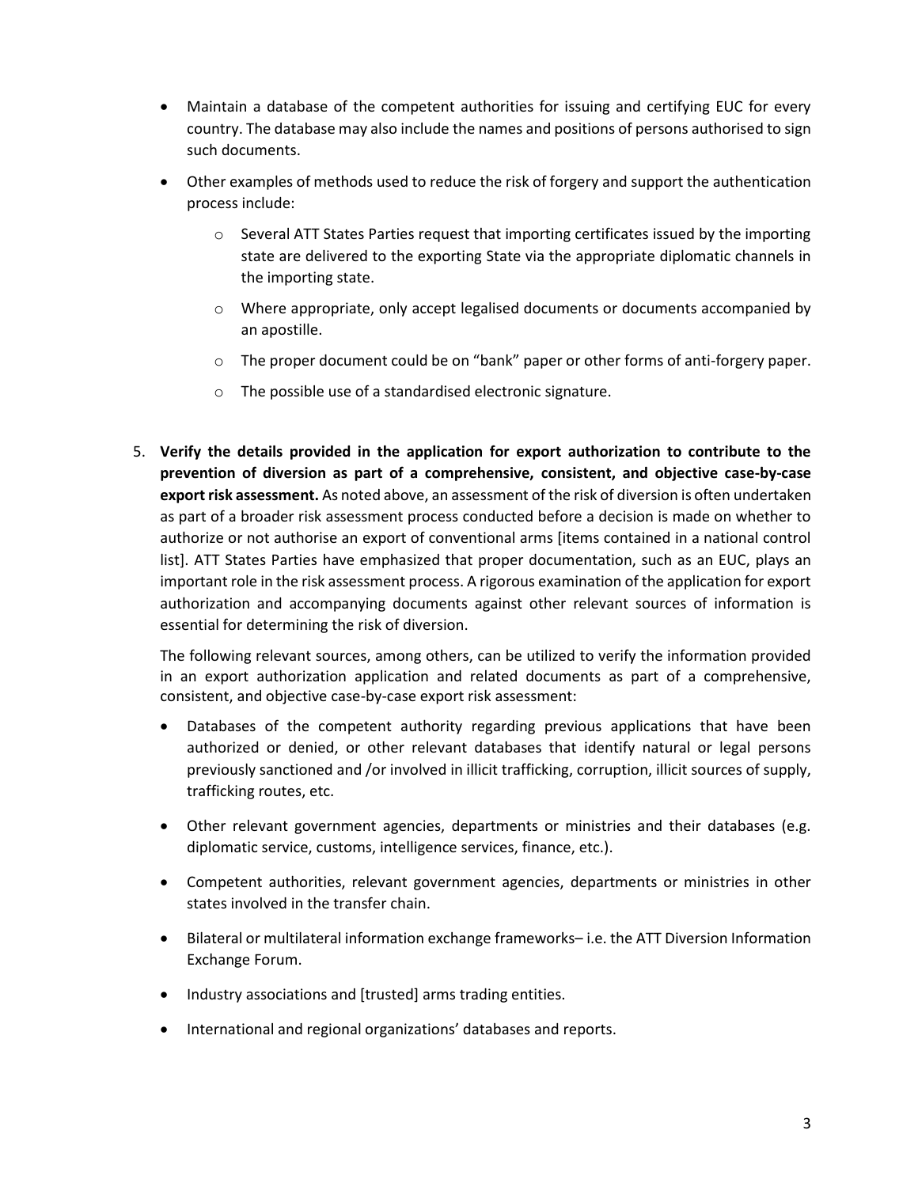- Maintain a database of the competent authorities for issuing and certifying EUC for every country. The database may also include the names and positions of persons authorised to sign such documents.
- Other examples of methods used to reduce the risk of forgery and support the authentication process include:
  - Several ATT States Parties request that importing certificates issued by the importing state are delivered to the exporting State via the appropriate diplomatic channels in the importing state.
  - Where appropriate, only accept legalised documents or documents accompanied by an apostille.
  - The proper document could be on "bank" paper or other forms of anti-forgery paper.
  - The possible use of a standardised electronic signature.

5. **Verify the details provided in the application for export authorization to contribute to the prevention of diversion as part of a comprehensive, consistent, and objective case-by-case export risk assessment.** As noted above, an assessment of the risk of diversion is often undertaken as part of a broader risk assessment process conducted before a decision is made on whether to authorize or not authorise an export of conventional arms [items contained in a national control list]. ATT States Parties have emphasized that proper documentation, such as an EUC, plays an important role in the risk assessment process. A rigorous examination of the application for export authorization and accompanying documents against other relevant sources of information is essential for determining the risk of diversion.

   The following relevant sources, among others, can be utilized to verify the information provided in an export authorization application and related documents as part of a comprehensive, consistent, and objective case-by-case export risk assessment:

   - Databases of the competent authority regarding previous applications that have been authorized or denied, or other relevant databases that identify natural or legal persons previously sanctioned and /or involved in illicit trafficking, corruption, illicit sources of supply, trafficking routes, etc.
   - Other relevant government agencies, departments or ministries and their databases (e.g. diplomatic service, customs, intelligence services, finance, etc.).
   - Competent authorities, relevant government agencies, departments or ministries in other states involved in the transfer chain.
   - Bilateral or multilateral information exchange frameworks– i.e. the ATT Diversion Information Exchange Forum.
   - Industry associations and [trusted] arms trading entities.
   - International and regional organizations' databases and reports.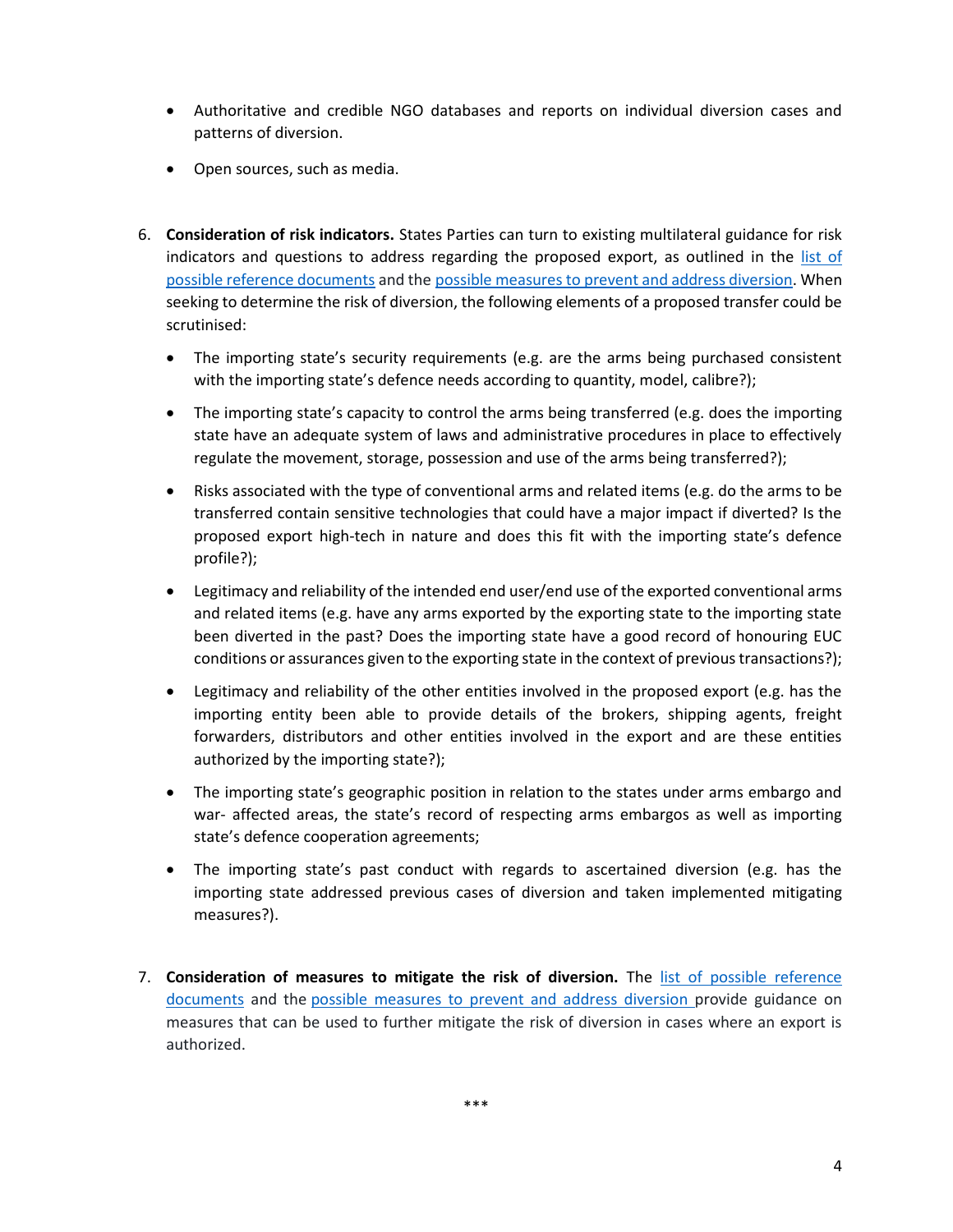- Authoritative and credible NGO databases and reports on individual diversion cases and patterns of diversion.

- Open sources, such as media.

6. **Consideration of risk indicators.** States Parties can turn to existing multilateral guidance for risk indicators and questions to address regarding the proposed export, as outlined in the list of possible reference documents and the possible measures to prevent and address diversion. When seeking to determine the risk of diversion, the following elements of a proposed transfer could be scrutinised:

   - The importing state's security requirements (e.g. are the arms being purchased consistent with the importing state's defence needs according to quantity, model, calibre?);

   - The importing state's capacity to control the arms being transferred (e.g. does the importing state have an adequate system of laws and administrative procedures in place to effectively regulate the movement, storage, possession and use of the arms being transferred?);

   - Risks associated with the type of conventional arms and related items (e.g. do the arms to be transferred contain sensitive technologies that could have a major impact if diverted? Is the proposed export high-tech in nature and does this fit with the importing state's defence profile?);

   - Legitimacy and reliability of the intended end user/end use of the exported conventional arms and related items (e.g. have any arms exported by the exporting state to the importing state been diverted in the past? Does the importing state have a good record of honouring EUC conditions or assurances given to the exporting state in the context of previous transactions?);

   - Legitimacy and reliability of the other entities involved in the proposed export (e.g. has the importing entity been able to provide details of the brokers, shipping agents, freight forwarders, distributors and other entities involved in the export and are these entities authorized by the importing state?);

   - The importing state's geographic position in relation to the states under arms embargo and war- affected areas, the state's record of respecting arms embargos as well as importing state's defence cooperation agreements;

   - The importing state's past conduct with regards to ascertained diversion (e.g. has the importing state addressed previous cases of diversion and taken implemented mitigating measures?).

7. **Consideration of measures to mitigate the risk of diversion.** The list of possible reference documents and the possible measures to prevent and address diversion provide guidance on measures that can be used to further mitigate the risk of diversion in cases where an export is authorized.

***